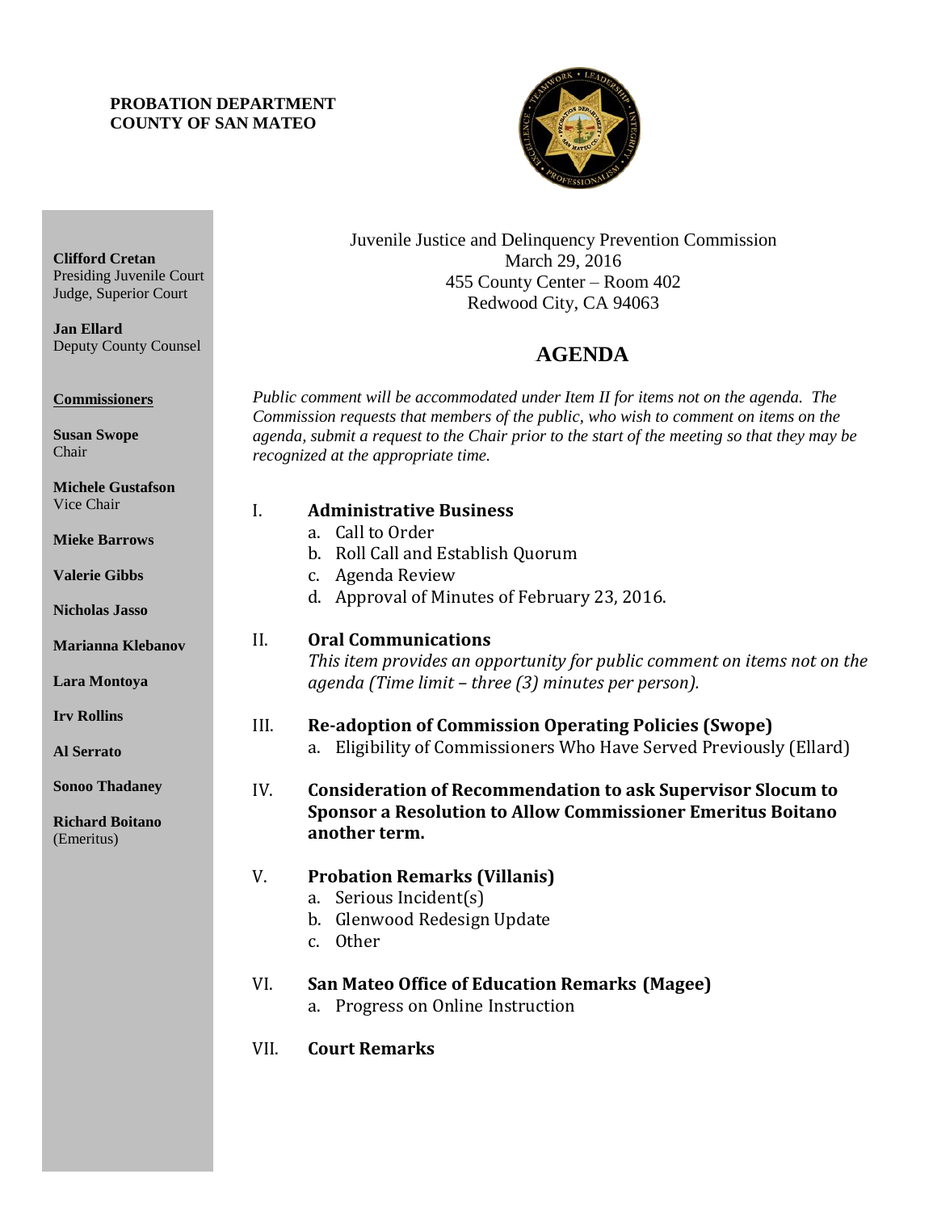**PROBATION DEPARTMENT**
**COUNTY OF SAN MATEO**

**Clifford Cretan**
Presiding Juvenile Court Judge, Superior Court

**Jan Ellard**
Deputy County Counsel

**Commissioners**

**Susan Swope**
Chair

**Michele Gustafson**
Vice Chair

**Mieke Barrows**

**Valerie Gibbs**

**Nicholas Jasso**

**Marianna Klebanov**

**Lara Montoya**

**Irv Rollins**

**Al Serrato**

**Sonoo Thadaney**

**Richard Boitano**
(Emeritus)

Juvenile Justice and Delinquency Prevention Commission
March 29, 2016
455 County Center – Room 402
Redwood City, CA 94063

# AGENDA

*Public comment will be accommodated under Item II for items not on the agenda. The Commission requests that members of the public, who wish to comment on items on the agenda, submit a request to the Chair prior to the start of the meeting so that they may be recognized at the appropriate time.*

I. **Administrative Business**
   a. Call to Order
   b. Roll Call and Establish Quorum
   c. Agenda Review
   d. Approval of Minutes of February 23, 2016.

II. **Oral Communications**
   *This item provides an opportunity for public comment on items not on the agenda (Time limit – three (3) minutes per person).*

III. **Re-adoption of Commission Operating Policies (Swope)**
   a. Eligibility of Commissioners Who Have Served Previously (Ellard)

IV. **Consideration of Recommendation to ask Supervisor Slocum to Sponsor a Resolution to Allow Commissioner Emeritus Boitano another term.**

V. **Probation Remarks (Villanis)**
   a. Serious Incident(s)
   b. Glenwood Redesign Update
   c. Other

VI. **San Mateo Office of Education Remarks (Magee)**
   a. Progress on Online Instruction

VII. **Court Remarks**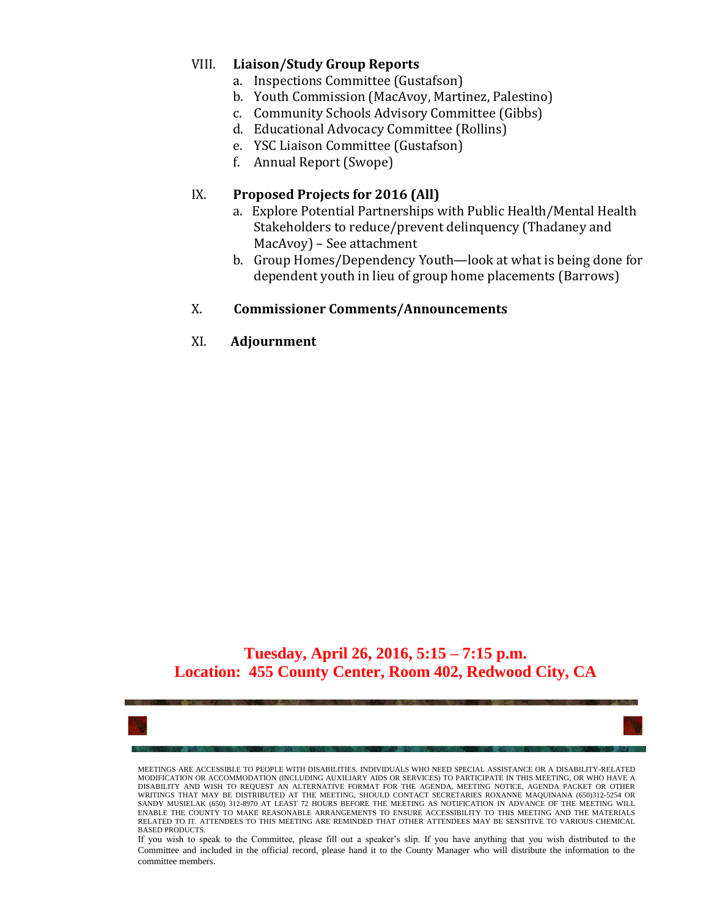VIII. **Liaison/Study Group Reports**

a. Inspections Committee (Gustafson)
b. Youth Commission (MacAvoy, Martinez, Palestino)
c. Community Schools Advisory Committee (Gibbs)
d. Educational Advocacy Committee (Rollins)
e. YSC Liaison Committee (Gustafson)
f. Annual Report (Swope)

IX. **Proposed Projects for 2016 (All)**

a. Explore Potential Partnerships with Public Health/Mental Health Stakeholders to reduce/prevent delinquency (Thadaney and MacAvoy) – See attachment
b. Group Homes/Dependency Youth—look at what is being done for dependent youth in lieu of group home placements (Barrows)

X. **Commissioner Comments/Announcements**

XI. **Adjournment**

**Tuesday, April 26, 2016, 5:15 – 7:15 p.m.**
**Location: 455 County Center, Room 402, Redwood City, CA**

MEETINGS ARE ACCESSIBLE TO PEOPLE WITH DISABILITIES. INDIVIDUALS WHO NEED SPECIAL ASSISTANCE OR A DISABILITY-RELATED MODIFICATION OR ACCOMMODATION (INCLUDING AUXILIARY AIDS OR SERVICES) TO PARTICIPATE IN THIS MEETING, OR WHO HAVE A DISABILITY AND WISH TO REQUEST AN ALTERNATIVE FORMAT FOR THE AGENDA, MEETING NOTICE, AGENDA PACKET OR OTHER WRITINGS THAT MAY BE DISTRIBUTED AT THE MEETING, SHOULD CONTACT SECRETARIES ROXANNE MAQUINANA (650)312-5254 OR SANDY MUSIELAK (650) 312-8970 AT LEAST 72 HOURS BEFORE THE MEETING AS NOTIFICATION IN ADVANCE OF THE MEETING WILL ENABLE THE COUNTY TO MAKE REASONABLE ARRANGEMENTS TO ENSURE ACCESSIBILITY TO THIS MEETING AND THE MATERIALS RELATED TO IT. ATTENDEES TO THIS MEETING ARE REMINDED THAT OTHER ATTENDEES MAY BE SENSITIVE TO VARIOUS CHEMICAL BASED PRODUCTS.

If you wish to speak to the Committee, please fill out a speaker's slip. If you have anything that you wish distributed to the Committee and included in the official record, please hand it to the County Manager who will distribute the information to the committee members.